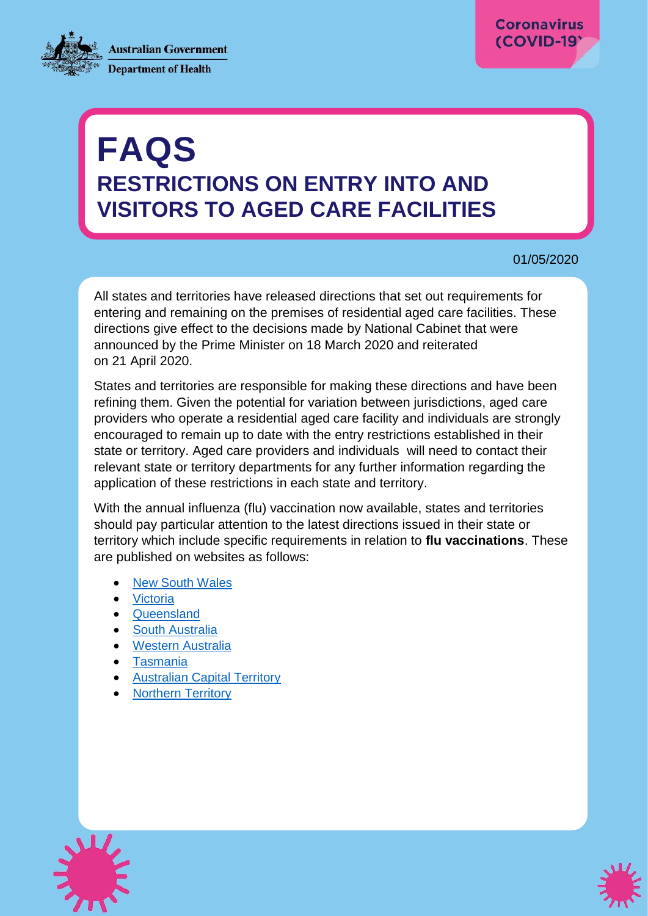Australian Government
Department of Health

Coronavirus (COVID-19)

# FAQS
## RESTRICTIONS ON ENTRY INTO AND VISITORS TO AGED CARE FACILITIES

01/05/2020

All states and territories have released directions that set out requirements for entering and remaining on the premises of residential aged care facilities. These directions give effect to the decisions made by National Cabinet that were announced by the Prime Minister on 18 March 2020 and reiterated on 21 April 2020.

States and territories are responsible for making these directions and have been refining them. Given the potential for variation between jurisdictions, aged care providers who operate a residential aged care facility and individuals are strongly encouraged to remain up to date with the entry restrictions established in their state or territory. Aged care providers and individuals will need to contact their relevant state or territory departments for any further information regarding the application of these restrictions in each state and territory.

With the annual influenza (flu) vaccination now available, states and territories should pay particular attention to the latest directions issued in their state or territory which include specific requirements in relation to **flu vaccinations**. These are published on websites as follows:

- New South Wales
- Victoria
- Queensland
- South Australia
- Western Australia
- Tasmania
- Australian Capital Territory
- Northern Territory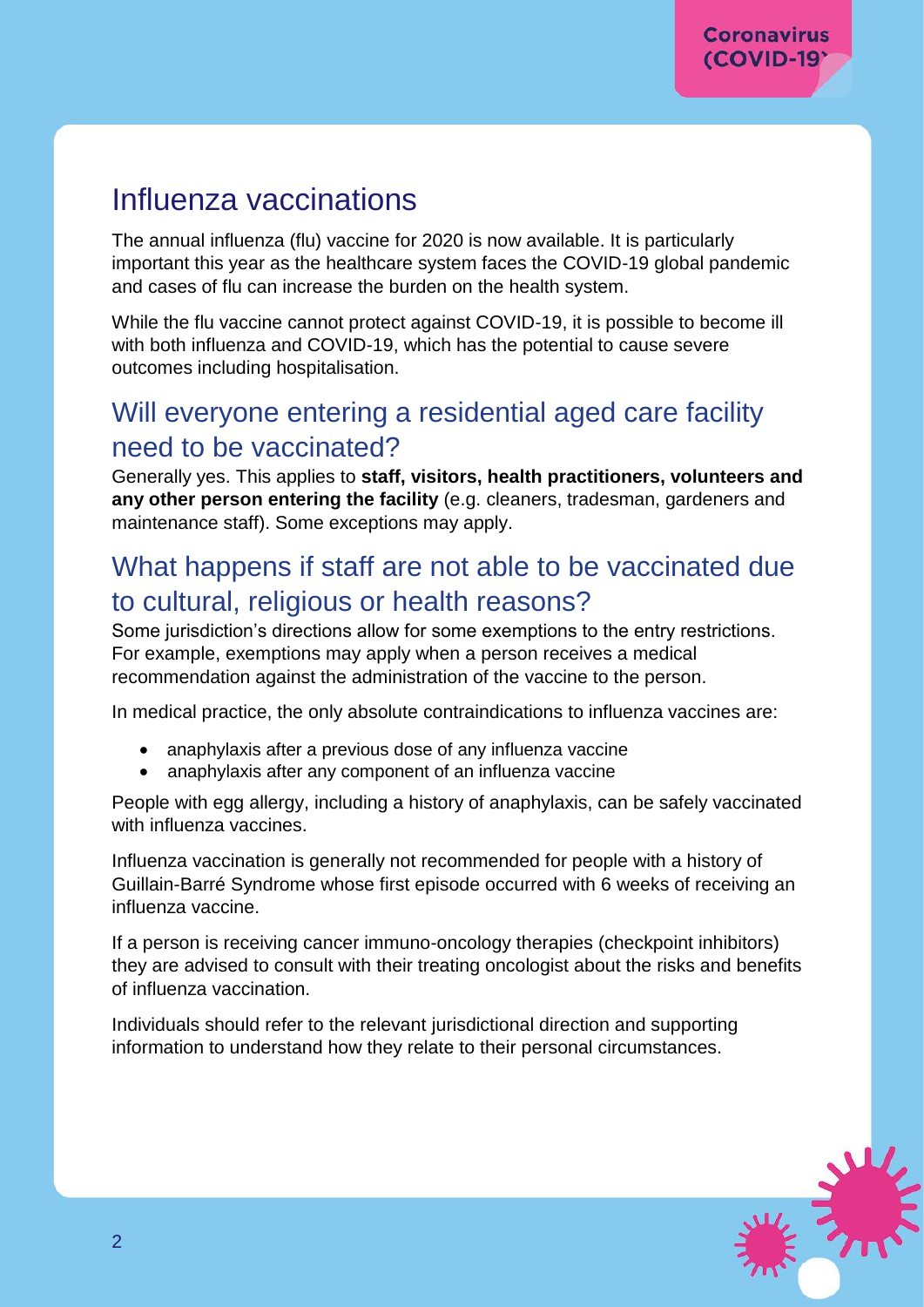## Influenza vaccinations

The annual influenza (flu) vaccine for 2020 is now available. It is particularly important this year as the healthcare system faces the COVID-19 global pandemic and cases of flu can increase the burden on the health system.

While the flu vaccine cannot protect against COVID-19, it is possible to become ill with both influenza and COVID-19, which has the potential to cause severe outcomes including hospitalisation.

## Will everyone entering a residential aged care facility need to be vaccinated?

Generally yes. This applies to **staff, visitors, health practitioners, volunteers and any other person entering the facility** (e.g. cleaners, tradesman, gardeners and maintenance staff). Some exceptions may apply.

## What happens if staff are not able to be vaccinated due to cultural, religious or health reasons?

Some jurisdiction's directions allow for some exemptions to the entry restrictions. For example, exemptions may apply when a person receives a medical recommendation against the administration of the vaccine to the person.

In medical practice, the only absolute contraindications to influenza vaccines are:

- anaphylaxis after a previous dose of any influenza vaccine
- anaphylaxis after any component of an influenza vaccine

People with egg allergy, including a history of anaphylaxis, can be safely vaccinated with influenza vaccines.

Influenza vaccination is generally not recommended for people with a history of Guillain-Barré Syndrome whose first episode occurred with 6 weeks of receiving an influenza vaccine.

If a person is receiving cancer immuno-oncology therapies (checkpoint inhibitors) they are advised to consult with their treating oncologist about the risks and benefits of influenza vaccination.

Individuals should refer to the relevant jurisdictional direction and supporting information to understand how they relate to their personal circumstances.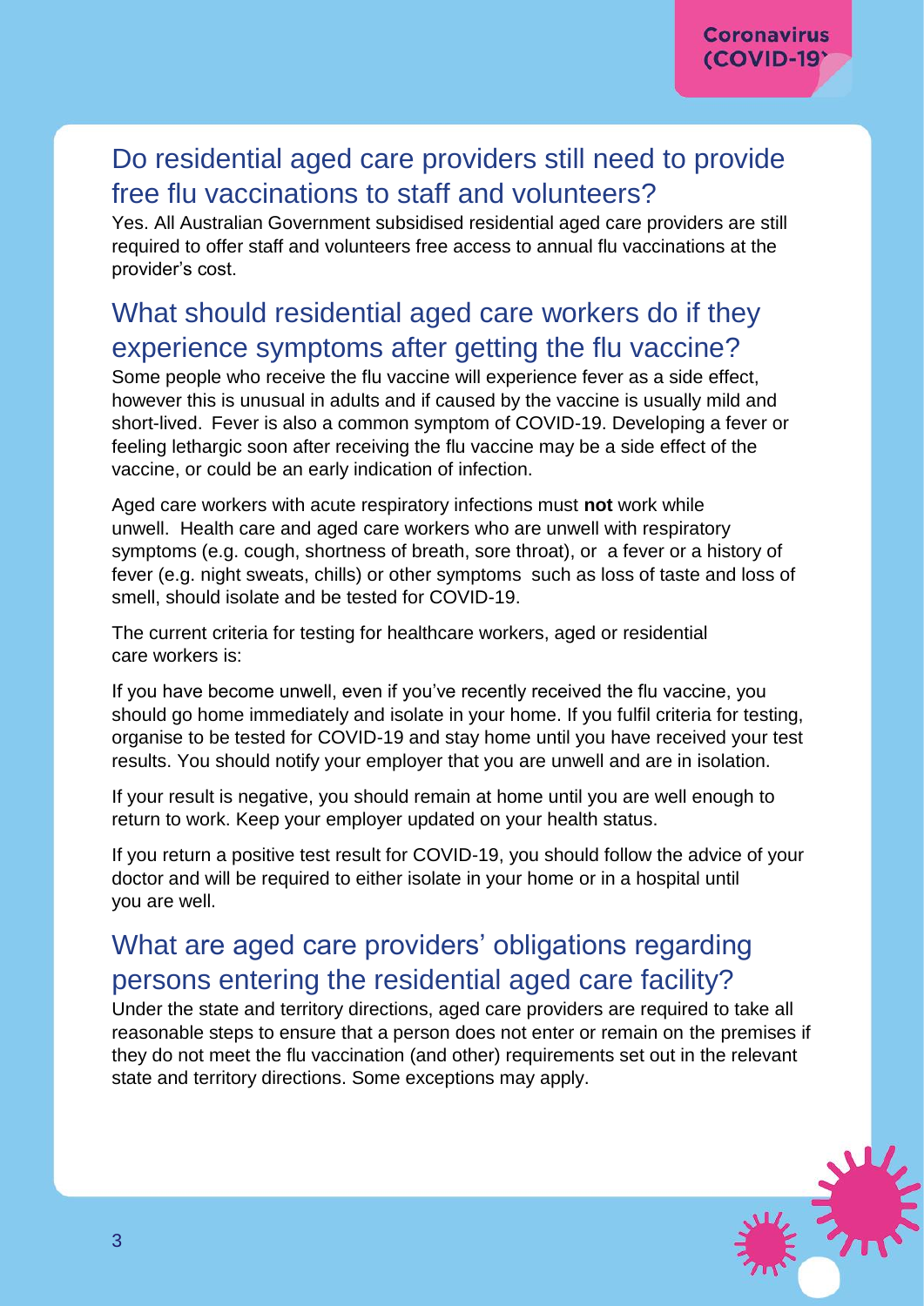## Do residential aged care providers still need to provide free flu vaccinations to staff and volunteers?

Yes. All Australian Government subsidised residential aged care providers are still required to offer staff and volunteers free access to annual flu vaccinations at the provider's cost.

## What should residential aged care workers do if they experience symptoms after getting the flu vaccine?

Some people who receive the flu vaccine will experience fever as a side effect, however this is unusual in adults and if caused by the vaccine is usually mild and short-lived. Fever is also a common symptom of COVID-19. Developing a fever or feeling lethargic soon after receiving the flu vaccine may be a side effect of the vaccine, or could be an early indication of infection.

Aged care workers with acute respiratory infections must **not** work while unwell. Health care and aged care workers who are unwell with respiratory symptoms (e.g. cough, shortness of breath, sore throat), or a fever or a history of fever (e.g. night sweats, chills) or other symptoms such as loss of taste and loss of smell, should isolate and be tested for COVID-19.

The current criteria for testing for healthcare workers, aged or residential care workers is:

If you have become unwell, even if you've recently received the flu vaccine, you should go home immediately and isolate in your home. If you fulfil criteria for testing, organise to be tested for COVID-19 and stay home until you have received your test results. You should notify your employer that you are unwell and are in isolation.

If your result is negative, you should remain at home until you are well enough to return to work. Keep your employer updated on your health status.

If you return a positive test result for COVID-19, you should follow the advice of your doctor and will be required to either isolate in your home or in a hospital until you are well.

## What are aged care providers' obligations regarding persons entering the residential aged care facility?

Under the state and territory directions, aged care providers are required to take all reasonable steps to ensure that a person does not enter or remain on the premises if they do not meet the flu vaccination (and other) requirements set out in the relevant state and territory directions. Some exceptions may apply.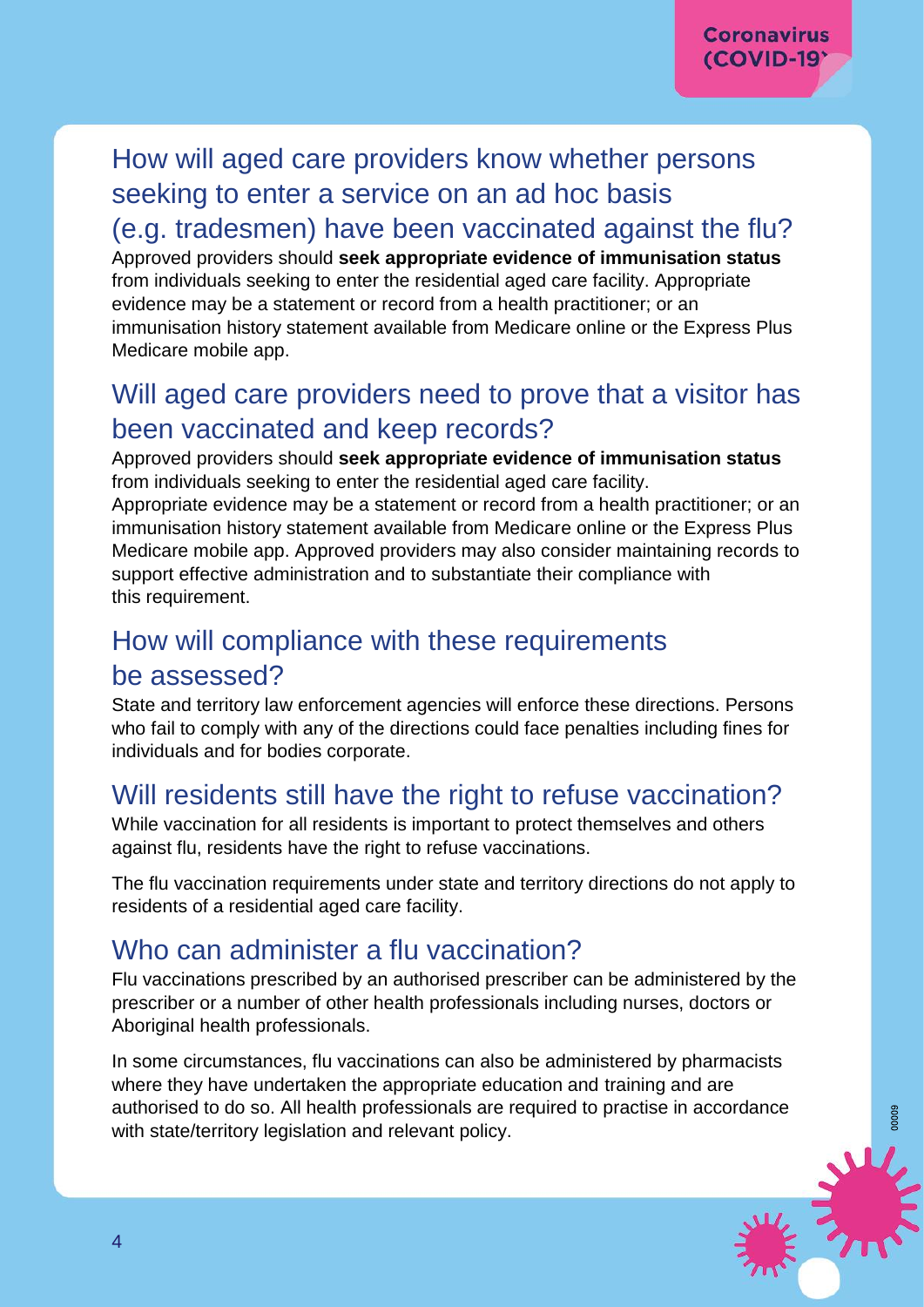## How will aged care providers know whether persons seeking to enter a service on an ad hoc basis (e.g. tradesmen) have been vaccinated against the flu?

Approved providers should **seek appropriate evidence of immunisation status** from individuals seeking to enter the residential aged care facility. Appropriate evidence may be a statement or record from a health practitioner; or an immunisation history statement available from Medicare online or the Express Plus Medicare mobile app.

## Will aged care providers need to prove that a visitor has been vaccinated and keep records?

Approved providers should **seek appropriate evidence of immunisation status** from individuals seeking to enter the residential aged care facility. Appropriate evidence may be a statement or record from a health practitioner; or an immunisation history statement available from Medicare online or the Express Plus Medicare mobile app. Approved providers may also consider maintaining records to support effective administration and to substantiate their compliance with this requirement.

## How will compliance with these requirements be assessed?

State and territory law enforcement agencies will enforce these directions. Persons who fail to comply with any of the directions could face penalties including fines for individuals and for bodies corporate.

## Will residents still have the right to refuse vaccination?

While vaccination for all residents is important to protect themselves and others against flu, residents have the right to refuse vaccinations.

The flu vaccination requirements under state and territory directions do not apply to residents of a residential aged care facility.

## Who can administer a flu vaccination?

Flu vaccinations prescribed by an authorised prescriber can be administered by the prescriber or a number of other health professionals including nurses, doctors or Aboriginal health professionals.

In some circumstances, flu vaccinations can also be administered by pharmacists where they have undertaken the appropriate education and training and are authorised to do so. All health professionals are required to practise in accordance with state/territory legislation and relevant policy.